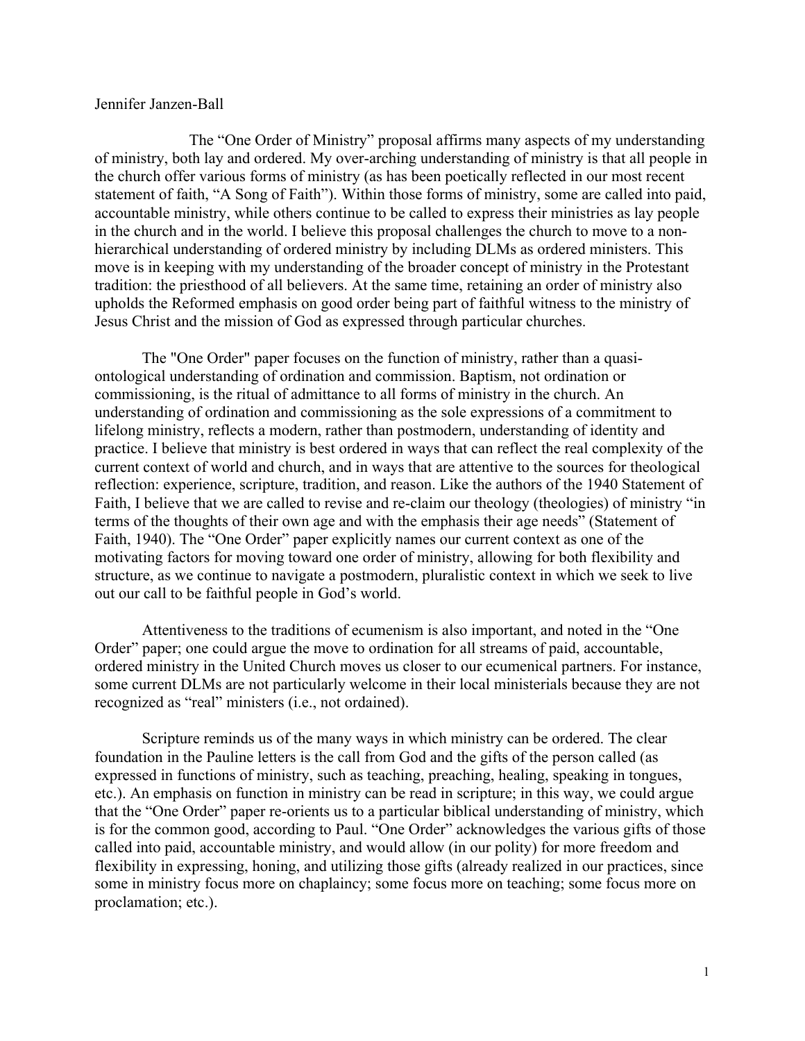Jennifer Janzen-Ball

The "One Order of Ministry" proposal affirms many aspects of my understanding of ministry, both lay and ordered. My over-arching understanding of ministry is that all people in the church offer various forms of ministry (as has been poetically reflected in our most recent statement of faith, "A Song of Faith"). Within those forms of ministry, some are called into paid, accountable ministry, while others continue to be called to express their ministries as lay people in the church and in the world. I believe this proposal challenges the church to move to a non-hierarchical understanding of ordered ministry by including DLMs as ordered ministers. This move is in keeping with my understanding of the broader concept of ministry in the Protestant tradition: the priesthood of all believers. At the same time, retaining an order of ministry also upholds the Reformed emphasis on good order being part of faithful witness to the ministry of Jesus Christ and the mission of God as expressed through particular churches.

The "One Order" paper focuses on the function of ministry, rather than a quasi-ontological understanding of ordination and commission. Baptism, not ordination or commissioning, is the ritual of admittance to all forms of ministry in the church. An understanding of ordination and commissioning as the sole expressions of a commitment to lifelong ministry, reflects a modern, rather than postmodern, understanding of identity and practice. I believe that ministry is best ordered in ways that can reflect the real complexity of the current context of world and church, and in ways that are attentive to the sources for theological reflection: experience, scripture, tradition, and reason. Like the authors of the 1940 Statement of Faith, I believe that we are called to revise and re-claim our theology (theologies) of ministry "in terms of the thoughts of their own age and with the emphasis their age needs" (Statement of Faith, 1940). The "One Order" paper explicitly names our current context as one of the motivating factors for moving toward one order of ministry, allowing for both flexibility and structure, as we continue to navigate a postmodern, pluralistic context in which we seek to live out our call to be faithful people in God's world.

Attentiveness to the traditions of ecumenism is also important, and noted in the "One Order" paper; one could argue the move to ordination for all streams of paid, accountable, ordered ministry in the United Church moves us closer to our ecumenical partners. For instance, some current DLMs are not particularly welcome in their local ministerials because they are not recognized as "real" ministers (i.e., not ordained).

Scripture reminds us of the many ways in which ministry can be ordered. The clear foundation in the Pauline letters is the call from God and the gifts of the person called (as expressed in functions of ministry, such as teaching, preaching, healing, speaking in tongues, etc.). An emphasis on function in ministry can be read in scripture; in this way, we could argue that the "One Order" paper re-orients us to a particular biblical understanding of ministry, which is for the common good, according to Paul. "One Order" acknowledges the various gifts of those called into paid, accountable ministry, and would allow (in our polity) for more freedom and flexibility in expressing, honing, and utilizing those gifts (already realized in our practices, since some in ministry focus more on chaplaincy; some focus more on teaching; some focus more on proclamation; etc.).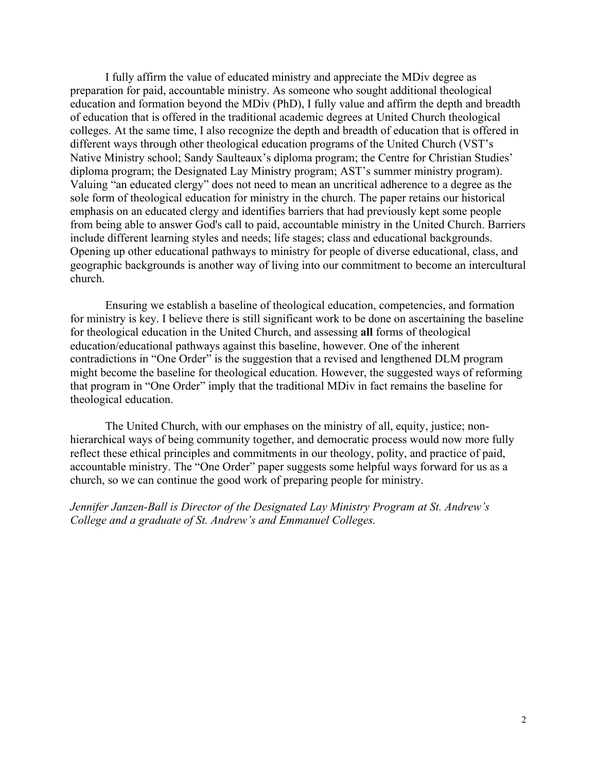I fully affirm the value of educated ministry and appreciate the MDiv degree as preparation for paid, accountable ministry. As someone who sought additional theological education and formation beyond the MDiv (PhD), I fully value and affirm the depth and breadth of education that is offered in the traditional academic degrees at United Church theological colleges. At the same time, I also recognize the depth and breadth of education that is offered in different ways through other theological education programs of the United Church (VST's Native Ministry school; Sandy Saulteaux's diploma program; the Centre for Christian Studies' diploma program; the Designated Lay Ministry program; AST's summer ministry program). Valuing "an educated clergy" does not need to mean an uncritical adherence to a degree as the sole form of theological education for ministry in the church. The paper retains our historical emphasis on an educated clergy and identifies barriers that had previously kept some people from being able to answer God's call to paid, accountable ministry in the United Church. Barriers include different learning styles and needs; life stages; class and educational backgrounds. Opening up other educational pathways to ministry for people of diverse educational, class, and geographic backgrounds is another way of living into our commitment to become an intercultural church.

Ensuring we establish a baseline of theological education, competencies, and formation for ministry is key. I believe there is still significant work to be done on ascertaining the baseline for theological education in the United Church, and assessing **all** forms of theological education/educational pathways against this baseline, however. One of the inherent contradictions in "One Order" is the suggestion that a revised and lengthened DLM program might become the baseline for theological education. However, the suggested ways of reforming that program in "One Order" imply that the traditional MDiv in fact remains the baseline for theological education.

The United Church, with our emphases on the ministry of all, equity, justice; non-hierarchical ways of being community together, and democratic process would now more fully reflect these ethical principles and commitments in our theology, polity, and practice of paid, accountable ministry. The "One Order" paper suggests some helpful ways forward for us as a church, so we can continue the good work of preparing people for ministry.

*Jennifer Janzen-Ball is Director of the Designated Lay Ministry Program at St. Andrew's College and a graduate of St. Andrew's and Emmanuel Colleges.*